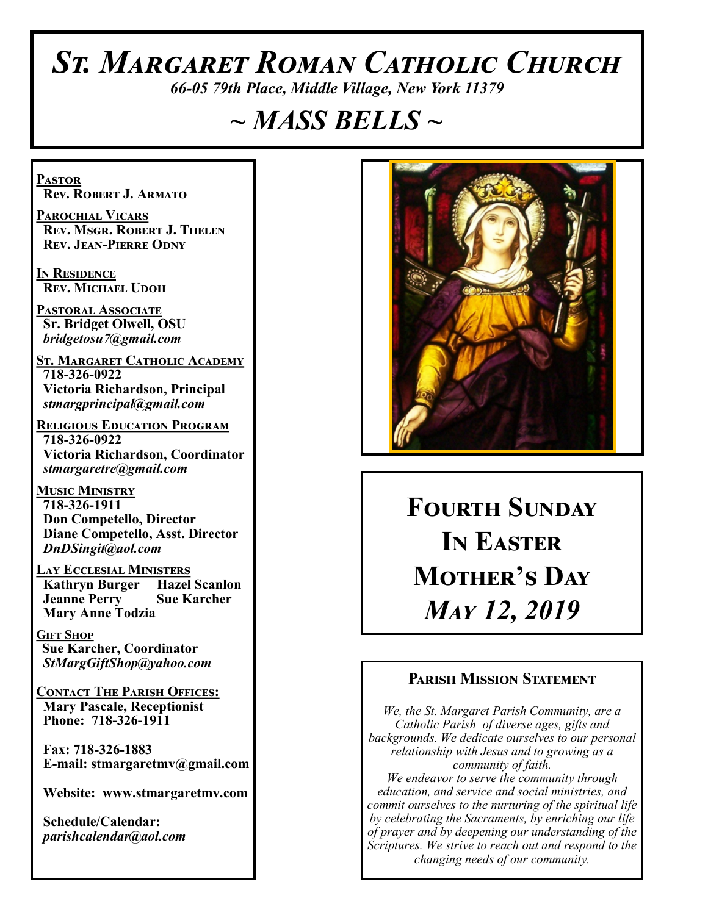# *St. Margaret Roman Catholic Church*

*66-05 79th Place, Middle Village, New York 11379*

## *~ MASS BELLS ~*

**Pastor**
**Rev. Robert J. Armato**

**Parochial Vicars**
**Rev. Msgr. Robert J. Thelen**
**Rev. Jean-Pierre Odny**

**In Residence**
**Rev. Michael Udoh**

**Pastoral Associate**
**Sr. Bridget Olwell, OSU**
*bridgetosu7@gmail.com*

**St. Margaret Catholic Academy**
**718-326-0922**
**Victoria Richardson, Principal**
*stmargprincipal@gmail.com*

**Religious Education Program**
**718-326-0922**
**Victoria Richardson, Coordinator**
*stmargaretre@gmail.com*

**Music Ministry**
**718-326-1911**
**Don Competello, Director**
**Diane Competello, Asst. Director**
*DnDSingit@aol.com*

**Lay Ecclesial Ministers**
**Kathryn Burger**
**Hazel Scanlon**
**Jeanne Perry**
**Sue Karcher**
**Mary Anne Todzia**

**Gift Shop**
**Sue Karcher, Coordinator**
*StMargGiftShop@yahoo.com*

**Contact The Parish Offices:**
**Mary Pascale, Receptionist**
**Phone: 718-326-1911**

**Fax: 718-326-1883**
**E-mail: stmargaretmv@gmail.com**

**Website: www.stmargaretmv.com**

**Schedule/Calendar:**
*parishcalendar@aol.com*

## Fourth Sunday In Easter
## Mother's Day
## *May 12, 2019*

### Parish Mission Statement

*We, the St. Margaret Parish Community, are a Catholic Parish of diverse ages, gifts and backgrounds. We dedicate ourselves to our personal relationship with Jesus and to growing as a community of faith.*
*We endeavor to serve the community through education, and service and social ministries, and commit ourselves to the nurturing of the spiritual life by celebrating the Sacraments, by enriching our life of prayer and by deepening our understanding of the Scriptures. We strive to reach out and respond to the changing needs of our community.*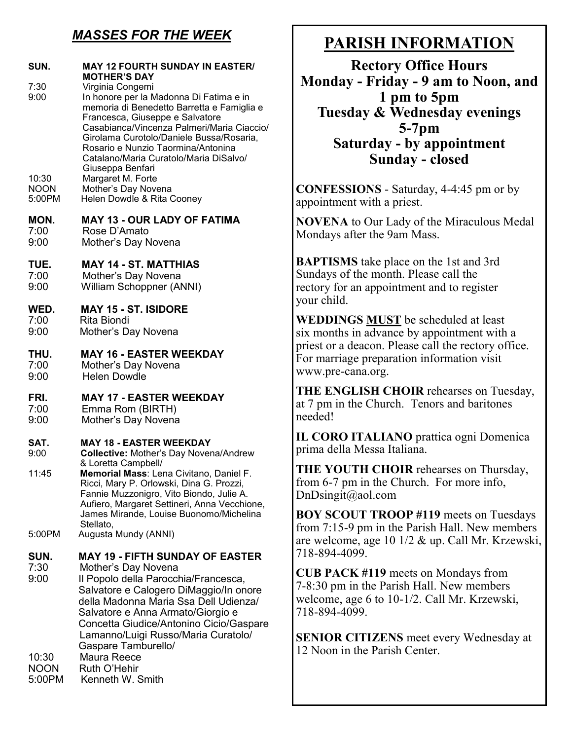## *MASSES FOR THE WEEK*

**SUN. MAY 12 FOURTH SUNDAY IN EASTER/ MOTHER'S DAY**

- 7:30 Virginia Congemi
- 9:00 In honore per la Madonna Di Fatima e in memoria di Benedetto Barretta e Famiglia e Francesca, Giuseppe e Salvatore Casabianca/Vincenza Palmeri/Maria Ciaccio/ Girolama Curotolo/Daniele Bussa/Rosaria, Rosario e Nunzio Taormina/Antonina Catalano/Maria Curatolo/Maria DiSalvo/ Giuseppa Benfari
- 10:30 Margaret M. Forte
- NOON Mother's Day Novena
- 5:00PM Helen Dowdle & Rita Cooney

**MON. MAY 13 - OUR LADY OF FATIMA**

- 7:00 Rose D'Amato
- 9:00 Mother's Day Novena

**TUE. MAY 14 - ST. MATTHIAS**

- 7:00 Mother's Day Novena
- 9:00 William Schoppner (ANNI)

**WED. MAY 15 - ST. ISIDORE**

- 7:00 Rita Biondi
- 9:00 Mother's Day Novena

**THU. MAY 16 - EASTER WEEKDAY**

- 7:00 Mother's Day Novena
- 9:00 Helen Dowdle

**FRI. MAY 17 - EASTER WEEKDAY**

- 7:00 Emma Rom (BIRTH)
- 9:00 Mother's Day Novena

**SAT. MAY 18 - EASTER WEEKDAY**

- 9:00 **Collective:** Mother's Day Novena/Andrew & Loretta Campbell/
- 11:45 **Memorial Mass**: Lena Civitano, Daniel F. Ricci, Mary P. Orlowski, Dina G. Prozzi, Fannie Muzzonigro, Vito Biondo, Julie A. Aufiero, Margaret Settineri, Anna Vecchione, James Mirande, Louise Buonomo/Michelina Stellato,
- 5:00PM Augusta Mundy (ANNI)

**SUN. MAY 19 - FIFTH SUNDAY OF EASTER**

- 7:30 Mother's Day Novena
- 9:00 Il Popolo della Parocchia/Francesca, Salvatore e Calogero DiMaggio/In onore della Madonna Maria Ssa Dell Udienza/ Salvatore e Anna Armato/Giorgio e Concetta Giudice/Antonino Cicio/Gaspare Lamanno/Luigi Russo/Maria Curatolo/ Gaspare Tamburello/
- 10:30 Maura Reece
- NOON Ruth O'Hehir
- 5:00PM Kenneth W. Smith

# PARISH INFORMATION

**Rectory Office Hours**
**Monday - Friday - 9 am to Noon, and 1 pm to 5pm**
**Tuesday & Wednesday evenings 5-7pm**
**Saturday - by appointment**
**Sunday - closed**

**CONFESSIONS** - Saturday, 4-4:45 pm or by appointment with a priest.

**NOVENA** to Our Lady of the Miraculous Medal Mondays after the 9am Mass.

**BAPTISMS** take place on the 1st and 3rd Sundays of the month. Please call the rectory for an appointment and to register your child.

**WEDDINGS MUST** be scheduled at least six months in advance by appointment with a priest or a deacon. Please call the rectory office. For marriage preparation information visit www.pre-cana.org.

**THE ENGLISH CHOIR** rehearses on Tuesday, at 7 pm in the Church. Tenors and baritones needed!

**IL CORO ITALIANO** prattica ogni Domenica prima della Messa Italiana.

**THE YOUTH CHOIR** rehearses on Thursday, from 6-7 pm in the Church. For more info, DnDsingit@aol.com

**BOY SCOUT TROOP #119** meets on Tuesdays from 7:15-9 pm in the Parish Hall. New members are welcome, age 10 1/2 & up. Call Mr. Krzewski, 718-894-4099.

**CUB PACK #119** meets on Mondays from 7-8:30 pm in the Parish Hall. New members welcome, age 6 to 10-1/2. Call Mr. Krzewski, 718-894-4099.

**SENIOR CITIZENS** meet every Wednesday at 12 Noon in the Parish Center.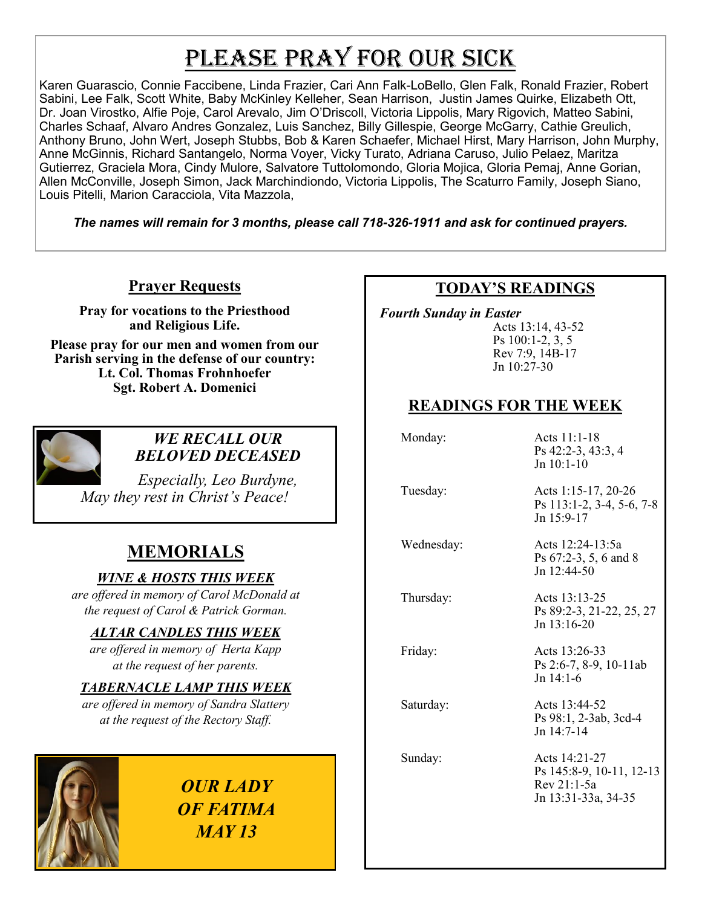# Please Pray for Our Sick

Karen Guarascio, Connie Faccibene, Linda Frazier, Cari Ann Falk-LoBello, Glen Falk, Ronald Frazier, Robert Sabini, Lee Falk, Scott White, Baby McKinley Kelleher, Sean Harrison, Justin James Quirke, Elizabeth Ott, Dr. Joan Virostko, Alfie Poje, Carol Arevalo, Jim O'Driscoll, Victoria Lippolis, Mary Rigovich, Matteo Sabini, Charles Schaaf, Alvaro Andres Gonzalez, Luis Sanchez, Billy Gillespie, George McGarry, Cathie Greulich, Anthony Bruno, John Wert, Joseph Stubbs, Bob & Karen Schaefer, Michael Hirst, Mary Harrison, John Murphy, Anne McGinnis, Richard Santangelo, Norma Voyer, Vicky Turato, Adriana Caruso, Julio Pelaez, Maritza Gutierrez, Graciela Mora, Cindy Mulore, Salvatore Tuttolomondo, Gloria Mojica, Gloria Pemaj, Anne Gorian, Allen McConville, Joseph Simon, Jack Marchindiondo, Victoria Lippolis, The Scaturro Family, Joseph Siano, Louis Pitelli, Marion Caracciola, Vita Mazzola,

***The names will remain for 3 months, please call 718-326-1911 and ask for continued prayers.***

## Prayer Requests

**Pray for vocations to the Priesthood and Religious Life.**

**Please pray for our men and women from our Parish serving in the defense of our country:**
**Lt. Col. Thomas Frohnhoefer**
**Sgt. Robert A. Domenici**

### *WE RECALL OUR BELOVED DECEASED*

*Especially, Leo Burdyne,*
*May they rest in Christ's Peace!*

## MEMORIALS

***WINE & HOSTS THIS WEEK***

*are offered in memory of Carol McDonald at the request of Carol & Patrick Gorman.*

***ALTAR CANDLES THIS WEEK***

*are offered in memory of Herta Kapp at the request of her parents.*

***TABERNACLE LAMP THIS WEEK***

*are offered in memory of Sandra Slattery at the request of the Rectory Staff.*

***OUR LADY OF FATIMA MAY 13***

## TODAY'S READINGS

*Fourth Sunday in Easter*

Acts 13:14, 43-52
Ps 100:1-2, 3, 5
Rev 7:9, 14B-17
Jn 10:27-30

## READINGS FOR THE WEEK

| | |
|---|---|
| Monday: | Acts 11:1-18<br>Ps 42:2-3, 43:3, 4<br>Jn 10:1-10 |
| Tuesday: | Acts 1:15-17, 20-26<br>Ps 113:1-2, 3-4, 5-6, 7-8<br>Jn 15:9-17 |
| Wednesday: | Acts 12:24-13:5a<br>Ps 67:2-3, 5, 6 and 8<br>Jn 12:44-50 |
| Thursday: | Acts 13:13-25<br>Ps 89:2-3, 21-22, 25, 27<br>Jn 13:16-20 |
| Friday: | Acts 13:26-33<br>Ps 2:6-7, 8-9, 10-11ab<br>Jn 14:1-6 |
| Saturday: | Acts 13:44-52<br>Ps 98:1, 2-3ab, 3cd-4<br>Jn 14:7-14 |
| Sunday: | Acts 14:21-27<br>Ps 145:8-9, 10-11, 12-13<br>Rev 21:1-5a<br>Jn 13:31-33a, 34-35 |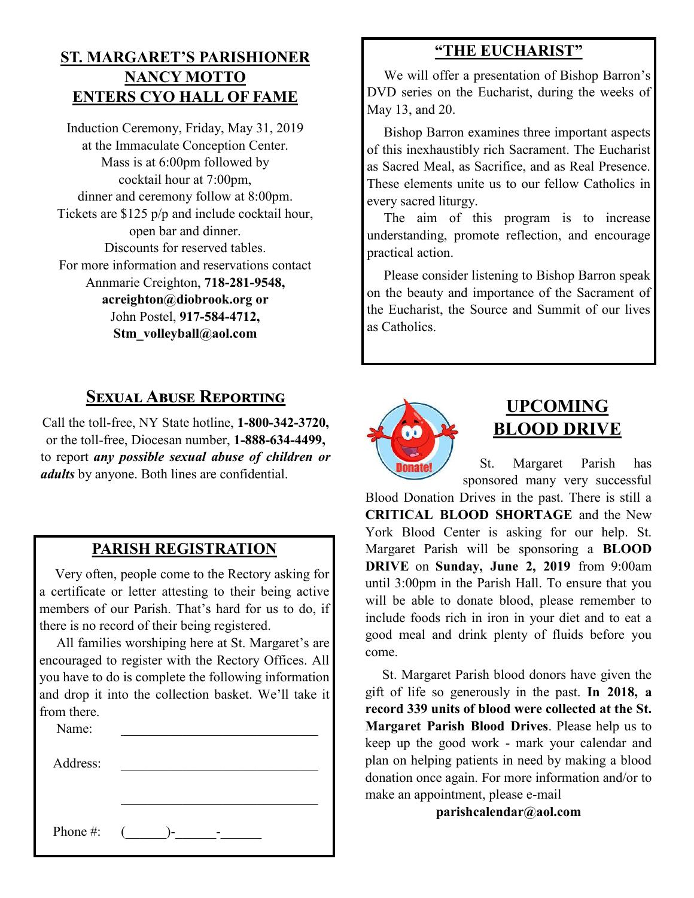## ST. MARGARET'S PARISHIONER NANCY MOTTO ENTERS CYO HALL OF FAME

Induction Ceremony, Friday, May 31, 2019
at the Immaculate Conception Center.
Mass is at 6:00pm followed by
cocktail hour at 7:00pm,
dinner and ceremony follow at 8:00pm.
Tickets are $125 p/p and include cocktail hour,
open bar and dinner.
Discounts for reserved tables.
For more information and reservations contact
Annmarie Creighton, **718-281-9548,**
**acreighton@diobrook.org or**
John Postel, **917-584-4712,**
**Stm_volleyball@aol.com**

## SEXUAL ABUSE REPORTING

Call the toll-free, NY State hotline, **1-800-342-3720,** or the toll-free, Diocesan number, **1-888-634-4499,** to report ***any possible sexual abuse of children or adults*** by anyone. Both lines are confidential.

## PARISH REGISTRATION

Very often, people come to the Rectory asking for a certificate or letter attesting to their being active members of our Parish. That's hard for us to do, if there is no record of their being registered.

All families worshiping here at St. Margaret's are encouraged to register with the Rectory Offices. All you have to do is complete the following information and drop it into the collection basket. We'll take it from there.

Name: ______________________________

Address: ______________________________

______________________________

Phone #: (______)-______-______

## "THE EUCHARIST"

We will offer a presentation of Bishop Barron's DVD series on the Eucharist, during the weeks of May 13, and 20.

Bishop Barron examines three important aspects of this inexhaustibly rich Sacrament. The Eucharist as Sacred Meal, as Sacrifice, and as Real Presence. These elements unite us to our fellow Catholics in every sacred liturgy.

The aim of this program is to increase understanding, promote reflection, and encourage practical action.

Please consider listening to Bishop Barron speak on the beauty and importance of the Sacrament of the Eucharist, the Source and Summit of our lives as Catholics.

## UPCOMING BLOOD DRIVE

St. Margaret Parish has sponsored many very successful Blood Donation Drives in the past. There is still a **CRITICAL BLOOD SHORTAGE** and the New York Blood Center is asking for our help. St. Margaret Parish will be sponsoring a **BLOOD DRIVE** on **Sunday, June 2, 2019** from 9:00am until 3:00pm in the Parish Hall. To ensure that you will be able to donate blood, please remember to include foods rich in iron in your diet and to eat a good meal and drink plenty of fluids before you come.

St. Margaret Parish blood donors have given the gift of life so generously in the past. **In 2018, a record 339 units of blood were collected at the St. Margaret Parish Blood Drives**. Please help us to keep up the good work - mark your calendar and plan on helping patients in need by making a blood donation once again. For more information and/or to make an appointment, please e-mail

**parishcalendar@aol.com**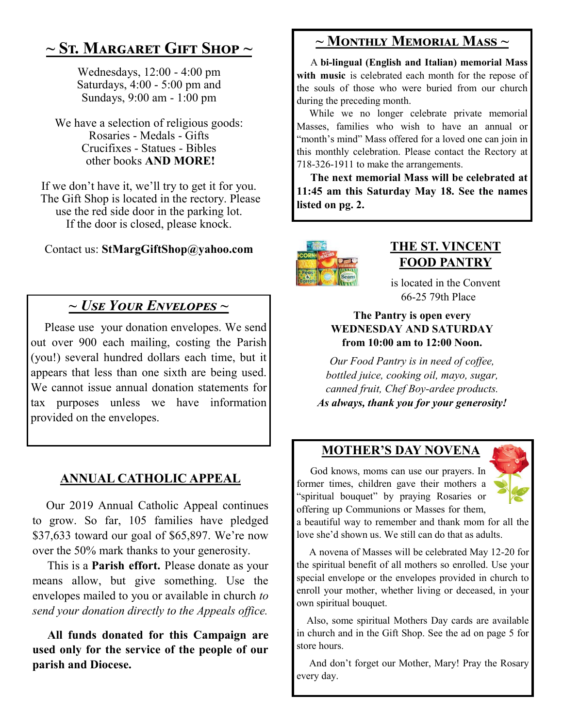## ~ St. Margaret Gift Shop ~

Wednesdays, 12:00 - 4:00 pm
Saturdays, 4:00 - 5:00 pm and
Sundays, 9:00 am - 1:00 pm

We have a selection of religious goods:
Rosaries - Medals - Gifts
Crucifixes - Statues - Bibles
other books **AND MORE!**

If we don't have it, we'll try to get it for you. The Gift Shop is located in the rectory. Please use the red side door in the parking lot. If the door is closed, please knock.

Contact us: **StMargGiftShop@yahoo.com**

## ~ *Use Your Envelopes* ~

Please use your donation envelopes. We send out over 900 each mailing, costing the Parish (you!) several hundred dollars each time, but it appears that less than one sixth are being used. We cannot issue annual donation statements for tax purposes unless we have information provided on the envelopes.

## ANNUAL CATHOLIC APPEAL

Our 2019 Annual Catholic Appeal continues to grow. So far, 105 families have pledged $37,633 toward our goal of $65,897. We're now over the 50% mark thanks to your generosity.

This is a **Parish effort.** Please donate as your means allow, but give something. Use the envelopes mailed to you or available in church *to send your donation directly to the Appeals office.*

**All funds donated for this Campaign are used only for the service of the people of our parish and Diocese.**

## ~ Monthly Memorial Mass ~

A **bi-lingual (English and Italian) memorial Mass with music** is celebrated each month for the repose of the souls of those who were buried from our church during the preceding month.

While we no longer celebrate private memorial Masses, families who wish to have an annual or "month's mind" Mass offered for a loved one can join in this monthly celebration. Please contact the Rectory at 718-326-1911 to make the arrangements.

**The next memorial Mass will be celebrated at 11:45 am this Saturday May 18. See the names listed on pg. 2.**

## THE ST. VINCENT FOOD PANTRY

is located in the Convent
66-25 79th Place

**The Pantry is open every WEDNESDAY AND SATURDAY from 10:00 am to 12:00 Noon.**

*Our Food Pantry is in need of coffee, bottled juice, cooking oil, mayo, sugar, canned fruit, Chef Boy-ardee products.*
***As always, thank you for your generosity!***

## MOTHER'S DAY NOVENA

God knows, moms can use our prayers. In former times, children gave their mothers a "spiritual bouquet" by praying Rosaries or offering up Communions or Masses for them, a beautiful way to remember and thank mom for all the love she'd shown us. We still can do that as adults.

A novena of Masses will be celebrated May 12-20 for the spiritual benefit of all mothers so enrolled. Use your special envelope or the envelopes provided in church to enroll your mother, whether living or deceased, in your own spiritual bouquet.

Also, some spiritual Mothers Day cards are available in church and in the Gift Shop. See the ad on page 5 for store hours.

And don't forget our Mother, Mary! Pray the Rosary every day.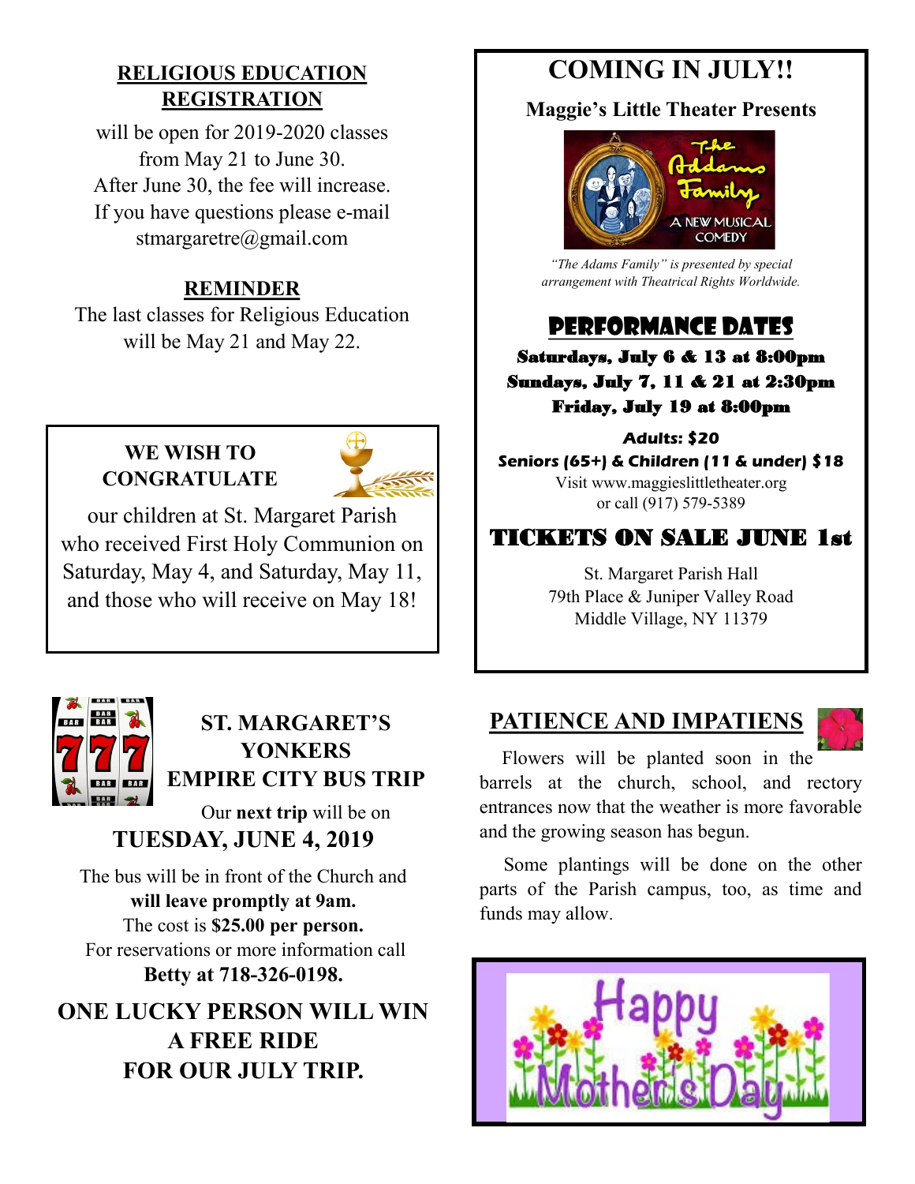## RELIGIOUS EDUCATION REGISTRATION

will be open for 2019-2020 classes from May 21 to June 30.
After June 30, the fee will increase.
If you have questions please e-mail stmargaretre@gmail.com

## REMINDER

The last classes for Religious Education will be May 21 and May 22.

## WE WISH TO CONGRATULATE

our children at St. Margaret Parish who received First Holy Communion on Saturday, May 4, and Saturday, May 11, and those who will receive on May 18!

## ST. MARGARET'S YONKERS EMPIRE CITY BUS TRIP

Our **next trip** will be on

**TUESDAY, JUNE 4, 2019**

The bus will be in front of the Church and **will leave promptly at 9am.**
The cost is **$25.00 per person.**
For reservations or more information call **Betty at 718-326-0198.**

**ONE LUCKY PERSON WILL WIN A FREE RIDE FOR OUR JULY TRIP.**

## COMING IN JULY!!

**Maggie's Little Theater Presents**

The Addams Family
A NEW MUSICAL COMEDY

*"The Adams Family" is presented by special arrangement with Theatrical Rights Worldwide.*

### PERFORMANCE DATES

**Saturdays, July 6 & 13 at 8:00pm**
**Sundays, July 7, 11 & 21 at 2:30pm**
**Friday, July 19 at 8:00pm**

***Adults: $20***
***Seniors (65+) & Children (11 & under) $18***
Visit www.maggieslittletheater.org or call (917) 579-5389

### TICKETS ON SALE JUNE 1st

St. Margaret Parish Hall
79th Place & Juniper Valley Road
Middle Village, NY 11379

## PATIENCE AND IMPATIENS

Flowers will be planted soon in the barrels at the church, school, and rectory entrances now that the weather is more favorable and the growing season has begun.

Some plantings will be done on the other parts of the Parish campus, too, as time and funds may allow.

Happy Mother's Day